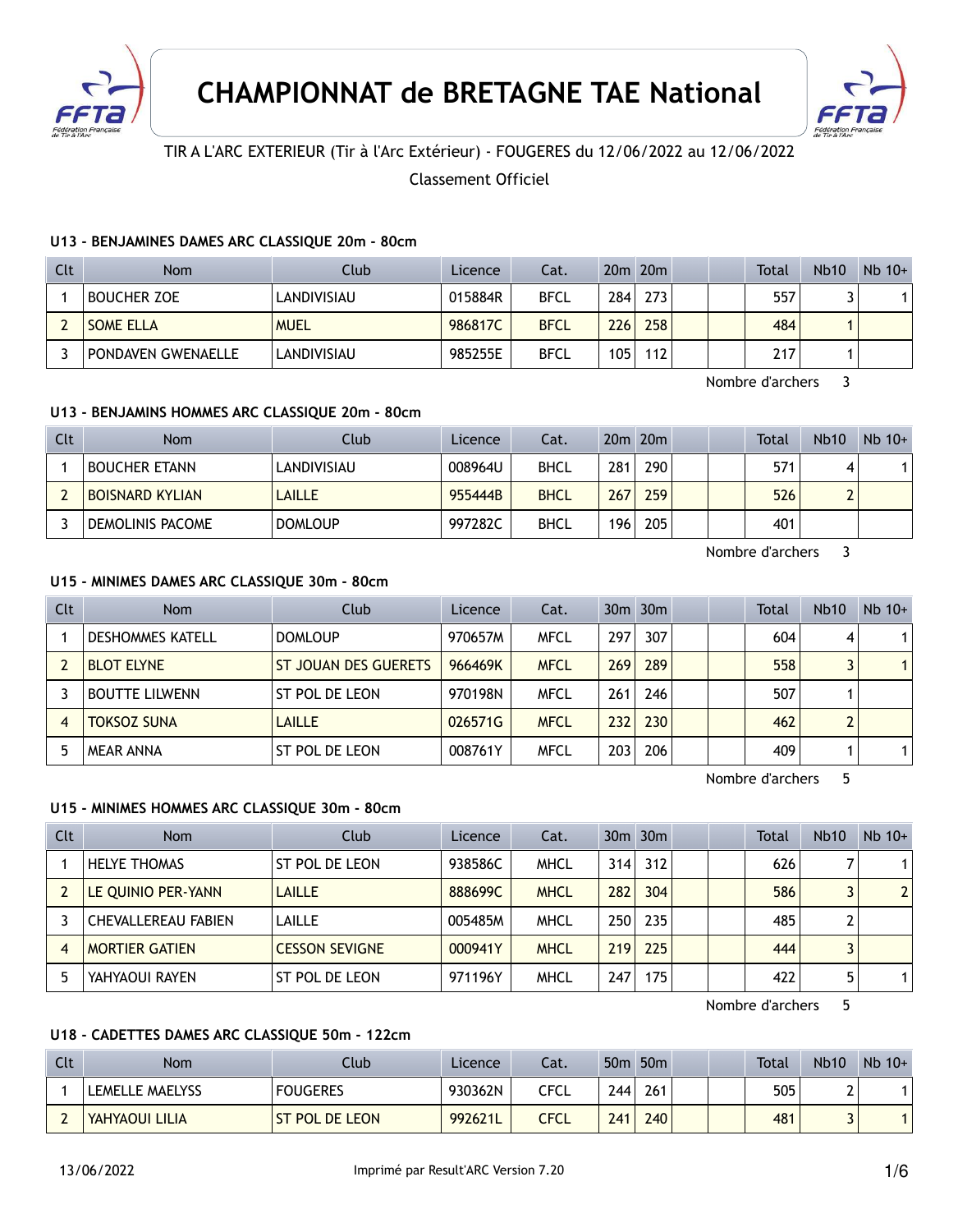# CHAMPIONNAT de BRETAGNE TAE National

TIR A L'ARC EXTERIEUR (Tir à l'Arc Extérieur) - FOUGERES du 12/06/2022 au 12/06/2022

Classement Officiel

### U13 - BENJAMINES DAMES ARC CLASSIQUE 20m - 80cm

| Clt | Nom | Club | Licence | Cat. | 20m | 20m | | | Total | Nb10 | Nb 10+ |
|---|---|---|---|---|---|---|---|---|---|---|---|
| 1 | BOUCHER ZOE | LANDIVISIAU | 015884R | BFCL | 284 | 273 | | | 557 | 3 | 1 |
| 2 | SOME ELLA | MUEL | 986817C | BFCL | 226 | 258 | | | 484 | 1 | |
| 3 | PONDAVEN GWENAELLE | LANDIVISIAU | 985255E | BFCL | 105 | 112 | | | 217 | 1 | |

Nombre d'archers 3

### U13 - BENJAMINS HOMMES ARC CLASSIQUE 20m - 80cm

| Clt | Nom | Club | Licence | Cat. | 20m | 20m | | | Total | Nb10 | Nb 10+ |
|---|---|---|---|---|---|---|---|---|---|---|---|
| 1 | BOUCHER ETANN | LANDIVISIAU | 008964U | BHCL | 281 | 290 | | | 571 | 4 | 1 |
| 2 | BOISNARD KYLIAN | LAILLE | 955444B | BHCL | 267 | 259 | | | 526 | 2 | |
| 3 | DEMOLINIS PACOME | DOMLOUP | 997282C | BHCL | 196 | 205 | | | 401 | | |

Nombre d'archers 3

### U15 - MINIMES DAMES ARC CLASSIQUE 30m - 80cm

| Clt | Nom | Club | Licence | Cat. | 30m | 30m | | | Total | Nb10 | Nb 10+ |
|---|---|---|---|---|---|---|---|---|---|---|---|
| 1 | DESHOMMES KATELL | DOMLOUP | 970657M | MFCL | 297 | 307 | | | 604 | 4 | 1 |
| 2 | BLOT ELYNE | ST JOUAN DES GUERETS | 966469K | MFCL | 269 | 289 | | | 558 | 3 | 1 |
| 3 | BOUTTE LILWENN | ST POL DE LEON | 970198N | MFCL | 261 | 246 | | | 507 | 1 | |
| 4 | TOKSOZ SUNA | LAILLE | 026571G | MFCL | 232 | 230 | | | 462 | 2 | |
| 5 | MEAR ANNA | ST POL DE LEON | 008761Y | MFCL | 203 | 206 | | | 409 | 1 | 1 |

Nombre d'archers 5

### U15 - MINIMES HOMMES ARC CLASSIQUE 30m - 80cm

| Clt | Nom | Club | Licence | Cat. | 30m | 30m | | | Total | Nb10 | Nb 10+ |
|---|---|---|---|---|---|---|---|---|---|---|---|
| 1 | HELYE THOMAS | ST POL DE LEON | 938586C | MHCL | 314 | 312 | | | 626 | 7 | 1 |
| 2 | LE QUINIO PER-YANN | LAILLE | 888699C | MHCL | 282 | 304 | | | 586 | 3 | 2 |
| 3 | CHEVALLEREAU FABIEN | LAILLE | 005485M | MHCL | 250 | 235 | | | 485 | 2 | |
| 4 | MORTIER GATIEN | CESSON SEVIGNE | 000941Y | MHCL | 219 | 225 | | | 444 | 3 | |
| 5 | YAHYAOUI RAYEN | ST POL DE LEON | 971196Y | MHCL | 247 | 175 | | | 422 | 5 | 1 |

Nombre d'archers 5

### U18 - CADETTES DAMES ARC CLASSIQUE 50m - 122cm

| Clt | Nom | Club | Licence | Cat. | 50m | 50m | | | Total | Nb10 | Nb 10+ |
|---|---|---|---|---|---|---|---|---|---|---|---|
| 1 | LEMELLE MAELYSS | FOUGERES | 930362N | CFCL | 244 | 261 | | | 505 | 2 | 1 |
| 2 | YAHYAOUI LILIA | ST POL DE LEON | 992621L | CFCL | 241 | 240 | | | 481 | 3 | 1 |

13/06/2022 Imprimé par Result'ARC Version 7.20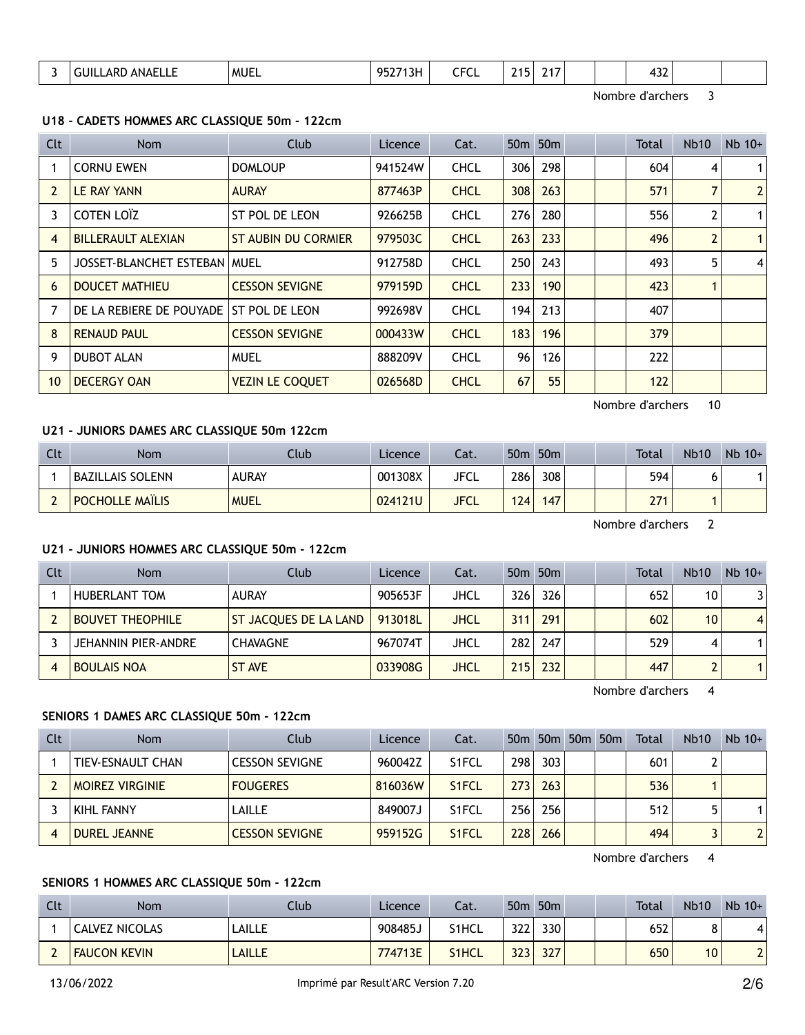| 3 | GUILLARD ANAELLE | MUEL | 952713H | CFCL | 215 | 217 | | | 432 | | |
|---|---|---|---|---|---|---|---|---|---|---|---|

Nombre d'archers 3

### U18 - CADETS HOMMES ARC CLASSIQUE 50m - 122cm

| Clt | Nom | Club | Licence | Cat. | 50m | 50m | | | Total | Nb10 | Nb 10+ |
|---|---|---|---|---|---|---|---|---|---|---|---|
| 1 | CORNU EWEN | DOMLOUP | 941524W | CHCL | 306 | 298 | | | 604 | 4 | 1 |
| 2 | LE RAY YANN | AURAY | 877463P | CHCL | 308 | 263 | | | 571 | 7 | 2 |
| 3 | COTEN LOÏZ | ST POL DE LEON | 926625B | CHCL | 276 | 280 | | | 556 | 2 | 1 |
| 4 | BILLERAULT ALEXIAN | ST AUBIN DU CORMIER | 979503C | CHCL | 263 | 233 | | | 496 | 2 | 1 |
| 5 | JOSSET-BLANCHET ESTEBAN | MUEL | 912758D | CHCL | 250 | 243 | | | 493 | 5 | 4 |
| 6 | DOUCET MATHIEU | CESSON SEVIGNE | 979159D | CHCL | 233 | 190 | | | 423 | 1 | |
| 7 | DE LA REBIERE DE POUYADE | ST POL DE LEON | 992698V | CHCL | 194 | 213 | | | 407 | | |
| 8 | RENAUD PAUL | CESSON SEVIGNE | 000433W | CHCL | 183 | 196 | | | 379 | | |
| 9 | DUBOT ALAN | MUEL | 888209V | CHCL | 96 | 126 | | | 222 | | |
| 10 | DECERGY OAN | VEZIN LE COQUET | 026568D | CHCL | 67 | 55 | | | 122 | | |

Nombre d'archers 10

### U21 - JUNIORS DAMES ARC CLASSIQUE 50m 122cm

| Clt | Nom | Club | Licence | Cat. | 50m | 50m | | | Total | Nb10 | Nb 10+ |
|---|---|---|---|---|---|---|---|---|---|---|---|
| 1 | BAZILLAIS SOLENN | AURAY | 001308X | JFCL | 286 | 308 | | | 594 | 6 | 1 |
| 2 | POCHOLLE MAÏLIS | MUEL | 024121U | JFCL | 124 | 147 | | | 271 | 1 | |

Nombre d'archers 2

### U21 - JUNIORS HOMMES ARC CLASSIQUE 50m - 122cm

| Clt | Nom | Club | Licence | Cat. | 50m | 50m | | | Total | Nb10 | Nb 10+ |
|---|---|---|---|---|---|---|---|---|---|---|---|
| 1 | HUBERLANT TOM | AURAY | 905653F | JHCL | 326 | 326 | | | 652 | 10 | 3 |
| 2 | BOUVET THEOPHILE | ST JACQUES DE LA LAND | 913018L | JHCL | 311 | 291 | | | 602 | 10 | 4 |
| 3 | JEHANNIN PIER-ANDRE | CHAVAGNE | 967074T | JHCL | 282 | 247 | | | 529 | 4 | 1 |
| 4 | BOULAIS NOA | ST AVE | 033908G | JHCL | 215 | 232 | | | 447 | 2 | 1 |

Nombre d'archers 4

### SENIORS 1 DAMES ARC CLASSIQUE 50m - 122cm

| Clt | Nom | Club | Licence | Cat. | 50m | 50m | 50m | 50m | Total | Nb10 | Nb 10+ |
|---|---|---|---|---|---|---|---|---|---|---|---|
| 1 | TIEV-ESNAULT CHAN | CESSON SEVIGNE | 960042Z | S1FCL | 298 | 303 | | | 601 | 2 | |
| 2 | MOIREZ VIRGINIE | FOUGERES | 816036W | S1FCL | 273 | 263 | | | 536 | 1 | |
| 3 | KIHL FANNY | LAILLE | 849007J | S1FCL | 256 | 256 | | | 512 | 5 | 1 |
| 4 | DUREL JEANNE | CESSON SEVIGNE | 959152G | S1FCL | 228 | 266 | | | 494 | 3 | 2 |

Nombre d'archers 4

### SENIORS 1 HOMMES ARC CLASSIQUE 50m - 122cm

| Clt | Nom | Club | Licence | Cat. | 50m | 50m | | | Total | Nb10 | Nb 10+ |
|---|---|---|---|---|---|---|---|---|---|---|---|
| 1 | CALVEZ NICOLAS | LAILLE | 908485J | S1HCL | 322 | 330 | | | 652 | 8 | 4 |
| 2 | FAUCON KEVIN | LAILLE | 774713E | S1HCL | 323 | 327 | | | 650 | 10 | 2 |

13/06/2022 Imprimé par Result'ARC Version 7.20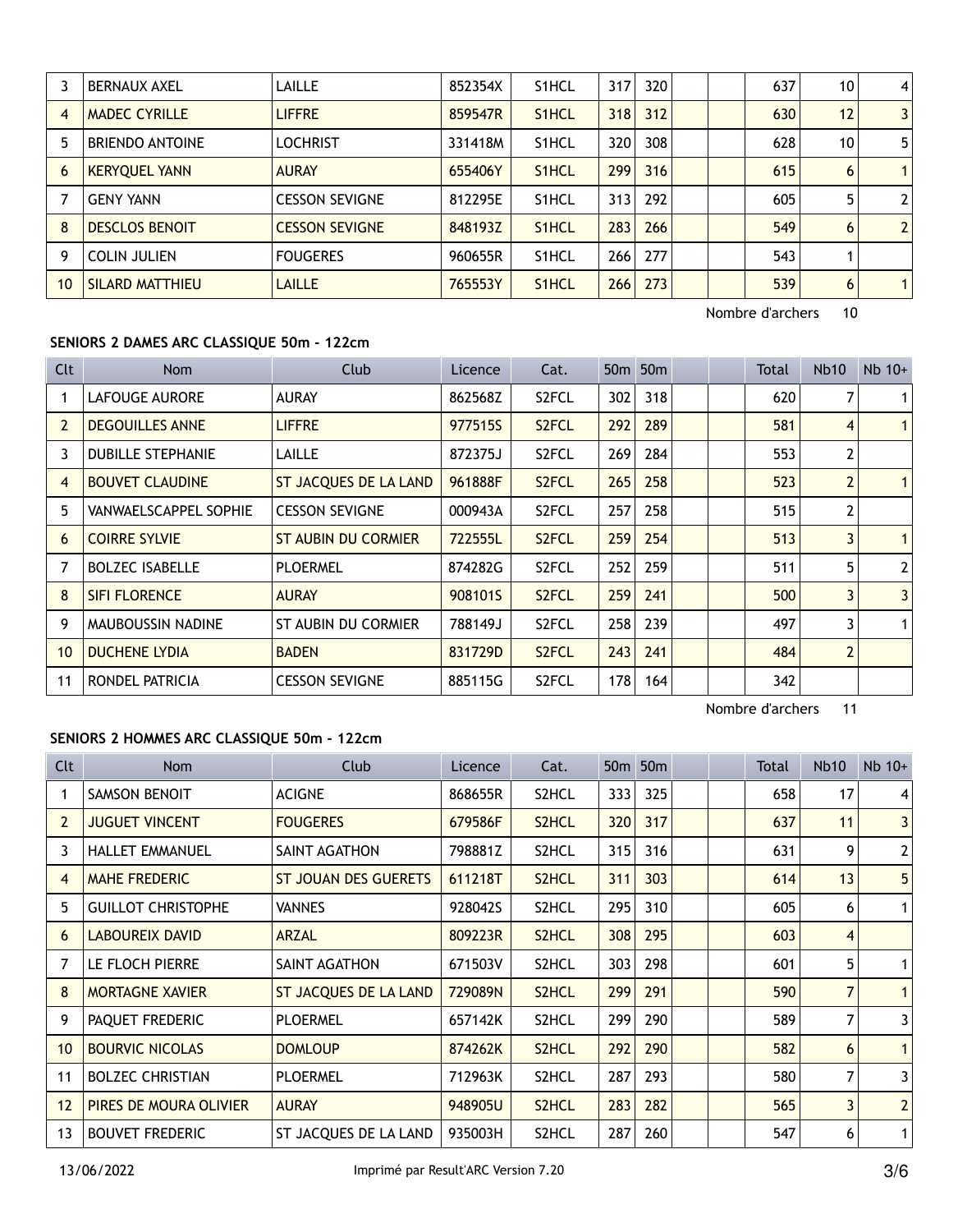| 3 | BERNAUX AXEL | LAILLE | 852354X | S1HCL | 317 | 320 | | | 637 | 10 | 4 |
|---|---|---|---|---|---|---|---|---|---|---|---|
| 4 | MADEC CYRILLE | LIFFRE | 859547R | S1HCL | 318 | 312 | | | 630 | 12 | 3 |
| 5 | BRIENDO ANTOINE | LOCHRIST | 331418M | S1HCL | 320 | 308 | | | 628 | 10 | 5 |
| 6 | KERYQUEL YANN | AURAY | 655406Y | S1HCL | 299 | 316 | | | 615 | 6 | 1 |
| 7 | GENY YANN | CESSON SEVIGNE | 812295E | S1HCL | 313 | 292 | | | 605 | 5 | 2 |
| 8 | DESCLOS BENOIT | CESSON SEVIGNE | 848193Z | S1HCL | 283 | 266 | | | 549 | 6 | 2 |
| 9 | COLIN JULIEN | FOUGERES | 960655R | S1HCL | 266 | 277 | | | 543 | 1 | |
| 10 | SILARD MATTHIEU | LAILLE | 765553Y | S1HCL | 266 | 273 | | | 539 | 6 | 1 |

Nombre d'archers 10

**SENIORS 2 DAMES ARC CLASSIQUE 50m - 122cm**

| Clt | Nom | Club | Licence | Cat. | 50m | 50m | | | Total | Nb10 | Nb 10+ |
|---|---|---|---|---|---|---|---|---|---|---|---|
| 1 | LAFOUGE AURORE | AURAY | 862568Z | S2FCL | 302 | 318 | | | 620 | 7 | 1 |
| 2 | DEGOUILLES ANNE | LIFFRE | 977515S | S2FCL | 292 | 289 | | | 581 | 4 | 1 |
| 3 | DUBILLE STEPHANIE | LAILLE | 872375J | S2FCL | 269 | 284 | | | 553 | 2 | |
| 4 | BOUVET CLAUDINE | ST JACQUES DE LA LAND | 961888F | S2FCL | 265 | 258 | | | 523 | 2 | 1 |
| 5 | VANWAELSCAPPEL SOPHIE | CESSON SEVIGNE | 000943A | S2FCL | 257 | 258 | | | 515 | 2 | |
| 6 | COIRRE SYLVIE | ST AUBIN DU CORMIER | 722555L | S2FCL | 259 | 254 | | | 513 | 3 | 1 |
| 7 | BOLZEC ISABELLE | PLOERMEL | 874282G | S2FCL | 252 | 259 | | | 511 | 5 | 2 |
| 8 | SIFI FLORENCE | AURAY | 908101S | S2FCL | 259 | 241 | | | 500 | 3 | 3 |
| 9 | MAUBOUSSIN NADINE | ST AUBIN DU CORMIER | 788149J | S2FCL | 258 | 239 | | | 497 | 3 | 1 |
| 10 | DUCHENE LYDIA | BADEN | 831729D | S2FCL | 243 | 241 | | | 484 | 2 | |
| 11 | RONDEL PATRICIA | CESSON SEVIGNE | 885115G | S2FCL | 178 | 164 | | | 342 | | |

Nombre d'archers 11

**SENIORS 2 HOMMES ARC CLASSIQUE 50m - 122cm**

| Clt | Nom | Club | Licence | Cat. | 50m | 50m | | | Total | Nb10 | Nb 10+ |
|---|---|---|---|---|---|---|---|---|---|---|---|
| 1 | SAMSON BENOIT | ACIGNE | 868655R | S2HCL | 333 | 325 | | | 658 | 17 | 4 |
| 2 | JUGUET VINCENT | FOUGERES | 679586F | S2HCL | 320 | 317 | | | 637 | 11 | 3 |
| 3 | HALLET EMMANUEL | SAINT AGATHON | 798881Z | S2HCL | 315 | 316 | | | 631 | 9 | 2 |
| 4 | MAHE FREDERIC | ST JOUAN DES GUERETS | 611218T | S2HCL | 311 | 303 | | | 614 | 13 | 5 |
| 5 | GUILLOT CHRISTOPHE | VANNES | 928042S | S2HCL | 295 | 310 | | | 605 | 6 | 1 |
| 6 | LABOUREIX DAVID | ARZAL | 809223R | S2HCL | 308 | 295 | | | 603 | 4 | |
| 7 | LE FLOCH PIERRE | SAINT AGATHON | 671503V | S2HCL | 303 | 298 | | | 601 | 5 | 1 |
| 8 | MORTAGNE XAVIER | ST JACQUES DE LA LAND | 729089N | S2HCL | 299 | 291 | | | 590 | 7 | 1 |
| 9 | PAQUET FREDERIC | PLOERMEL | 657142K | S2HCL | 299 | 290 | | | 589 | 7 | 3 |
| 10 | BOURVIC NICOLAS | DOMLOUP | 874262K | S2HCL | 292 | 290 | | | 582 | 6 | 1 |
| 11 | BOLZEC CHRISTIAN | PLOERMEL | 712963K | S2HCL | 287 | 293 | | | 580 | 7 | 3 |
| 12 | PIRES DE MOURA OLIVIER | AURAY | 948905U | S2HCL | 283 | 282 | | | 565 | 3 | 2 |
| 13 | BOUVET FREDERIC | ST JACQUES DE LA LAND | 935003H | S2HCL | 287 | 260 | | | 547 | 6 | 1 |

13/06/2022 Imprimé par Result'ARC Version 7.20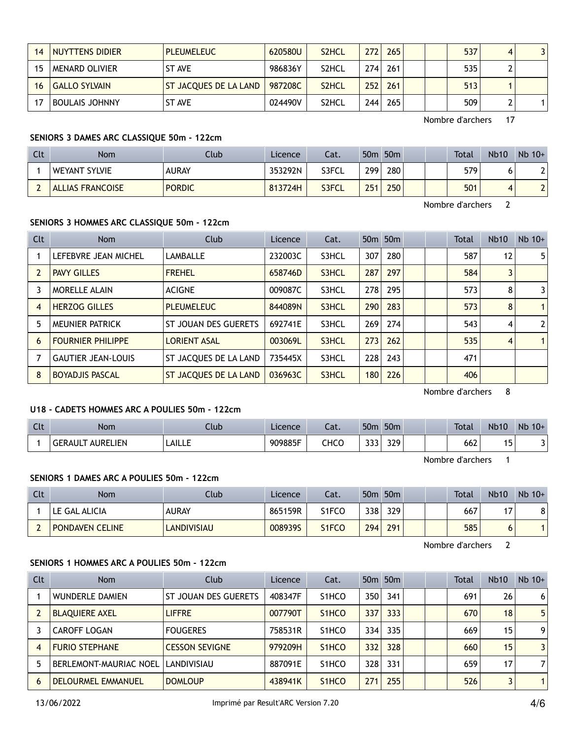| 14 | NUYTTENS DIDIER | PLEUMELEUC | 620580U | S2HCL | 272 | 265 | | | 537 | 4 | 3 |
|---|---|---|---|---|---|---|---|---|---|---|---|
| 15 | MENARD OLIVIER | ST AVE | 986836Y | S2HCL | 274 | 261 | | | 535 | 2 | |
| 16 | GALLO SYLVAIN | ST JACQUES DE LA LAND | 987208C | S2HCL | 252 | 261 | | | 513 | 1 | |
| 17 | BOULAIS JOHNNY | ST AVE | 024490V | S2HCL | 244 | 265 | | | 509 | 2 | 1 |

Nombre d'archers 17

### SENIORS 3 DAMES ARC CLASSIQUE 50m - 122cm

| Clt | Nom | Club | Licence | Cat. | 50m | 50m | | | Total | Nb10 | Nb 10+ |
|---|---|---|---|---|---|---|---|---|---|---|---|
| 1 | WEYANT SYLVIE | AURAY | 353292N | S3FCL | 299 | 280 | | | 579 | 6 | 2 |
| 2 | ALLIAS FRANCOISE | PORDIC | 813724H | S3FCL | 251 | 250 | | | 501 | 4 | 2 |

Nombre d'archers 2

### SENIORS 3 HOMMES ARC CLASSIQUE 50m - 122cm

| Clt | Nom | Club | Licence | Cat. | 50m | 50m | | | Total | Nb10 | Nb 10+ |
|---|---|---|---|---|---|---|---|---|---|---|---|
| 1 | LEFEBVRE JEAN MICHEL | LAMBALLE | 232003C | S3HCL | 307 | 280 | | | 587 | 12 | 5 |
| 2 | PAVY GILLES | FREHEL | 658746D | S3HCL | 287 | 297 | | | 584 | 3 | |
| 3 | MORELLE ALAIN | ACIGNE | 009087C | S3HCL | 278 | 295 | | | 573 | 8 | 3 |
| 4 | HERZOG GILLES | PLEUMELEUC | 844089N | S3HCL | 290 | 283 | | | 573 | 8 | 1 |
| 5 | MEUNIER PATRICK | ST JOUAN DES GUERETS | 692741E | S3HCL | 269 | 274 | | | 543 | 4 | 2 |
| 6 | FOURNIER PHILIPPE | LORIENT ASAL | 003069L | S3HCL | 273 | 262 | | | 535 | 4 | 1 |
| 7 | GAUTIER JEAN-LOUIS | ST JACQUES DE LA LAND | 735445X | S3HCL | 228 | 243 | | | 471 | | |
| 8 | BOYADJIS PASCAL | ST JACQUES DE LA LAND | 036963C | S3HCL | 180 | 226 | | | 406 | | |

Nombre d'archers 8

### U18 - CADETS HOMMES ARC A POULIES 50m - 122cm

| Clt | Nom | Club | Licence | Cat. | 50m | 50m | | | Total | Nb10 | Nb 10+ |
|---|---|---|---|---|---|---|---|---|---|---|---|
| 1 | GERAULT AURELIEN | LAILLE | 909885F | CHCO | 333 | 329 | | | 662 | 15 | 3 |

Nombre d'archers 1

### SENIORS 1 DAMES ARC A POULIES 50m - 122cm

| Clt | Nom | Club | Licence | Cat. | 50m | 50m | | | Total | Nb10 | Nb 10+ |
|---|---|---|---|---|---|---|---|---|---|---|---|
| 1 | LE GAL ALICIA | AURAY | 865159R | S1FCO | 338 | 329 | | | 667 | 17 | 8 |
| 2 | PONDAVEN CELINE | LANDIVISIAU | 008939S | S1FCO | 294 | 291 | | | 585 | 6 | 1 |

Nombre d'archers 2

### SENIORS 1 HOMMES ARC A POULIES 50m - 122cm

| Clt | Nom | Club | Licence | Cat. | 50m | 50m | | | Total | Nb10 | Nb 10+ |
|---|---|---|---|---|---|---|---|---|---|---|---|
| 1 | WUNDERLE DAMIEN | ST JOUAN DES GUERETS | 408347F | S1HCO | 350 | 341 | | | 691 | 26 | 6 |
| 2 | BLAQUIERE AXEL | LIFFRE | 007790T | S1HCO | 337 | 333 | | | 670 | 18 | 5 |
| 3 | CAROFF LOGAN | FOUGERES | 758531R | S1HCO | 334 | 335 | | | 669 | 15 | 9 |
| 4 | FURIO STEPHANE | CESSON SEVIGNE | 979209H | S1HCO | 332 | 328 | | | 660 | 15 | 3 |
| 5 | BERLEMONT-MAURIAC NOEL | LANDIVISIAU | 887091E | S1HCO | 328 | 331 | | | 659 | 17 | 7 |
| 6 | DELOURMEL EMMANUEL | DOMLOUP | 438941K | S1HCO | 271 | 255 | | | 526 | 3 | 1 |

13/06/2022 Imprimé par Result'ARC Version 7.20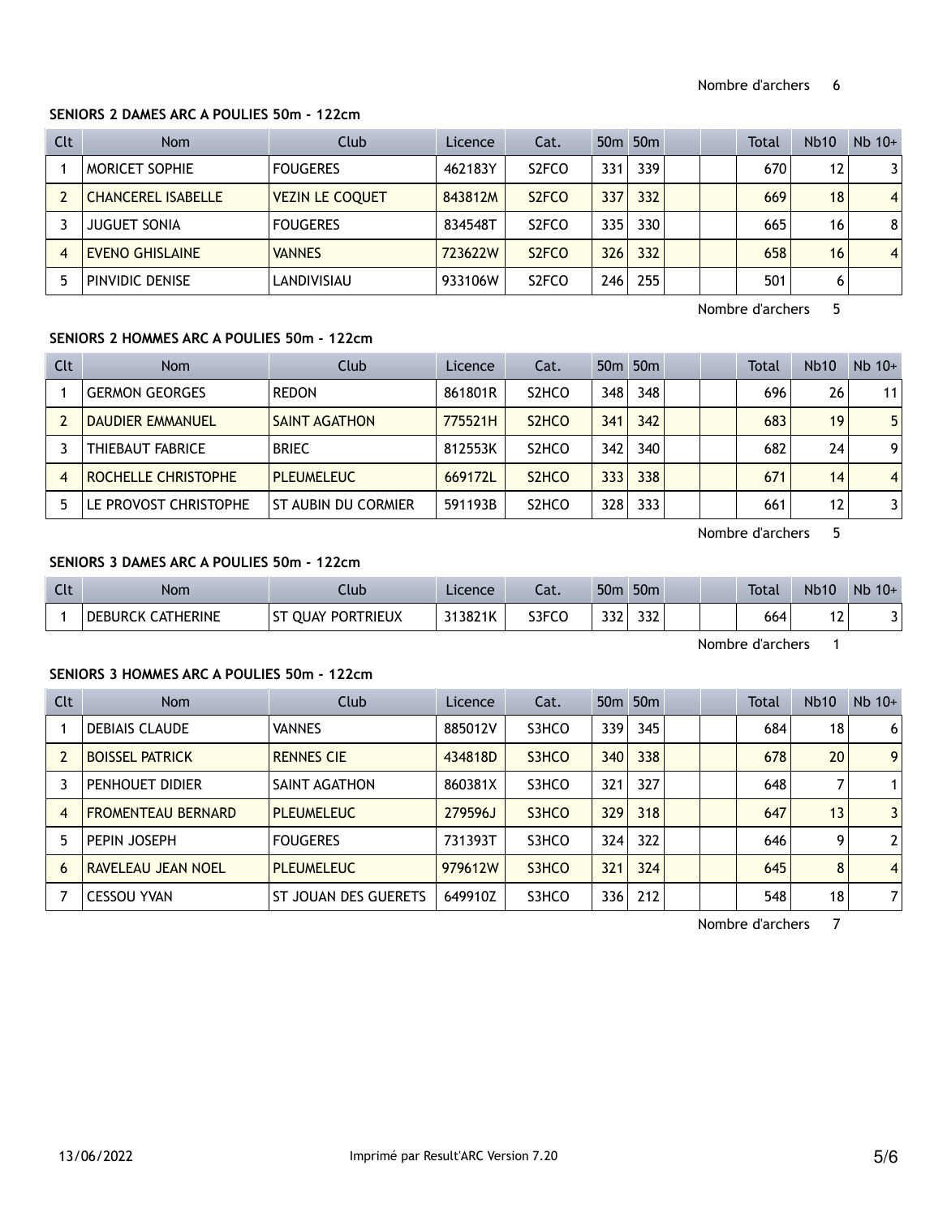Nombre d'archers 6

**SENIORS 2 DAMES ARC A POULIES 50m - 122cm**

| Clt | Nom | Club | Licence | Cat. | 50m | 50m | | | Total | Nb10 | Nb 10+ |
|---|---|---|---|---|---|---|---|---|---|---|---|
| 1 | MORICET SOPHIE | FOUGERES | 462183Y | S2FCO | 331 | 339 | | | 670 | 12 | 3 |
| 2 | CHANCEREL ISABELLE | VEZIN LE COQUET | 843812M | S2FCO | 337 | 332 | | | 669 | 18 | 4 |
| 3 | JUGUET SONIA | FOUGERES | 834548T | S2FCO | 335 | 330 | | | 665 | 16 | 8 |
| 4 | EVENO GHISLAINE | VANNES | 723622W | S2FCO | 326 | 332 | | | 658 | 16 | 4 |
| 5 | PINVIDIC DENISE | LANDIVISIAU | 933106W | S2FCO | 246 | 255 | | | 501 | 6 | |

Nombre d'archers 5

**SENIORS 2 HOMMES ARC A POULIES 50m - 122cm**

| Clt | Nom | Club | Licence | Cat. | 50m | 50m | | | Total | Nb10 | Nb 10+ |
|---|---|---|---|---|---|---|---|---|---|---|---|
| 1 | GERMON GEORGES | REDON | 861801R | S2HCO | 348 | 348 | | | 696 | 26 | 11 |
| 2 | DAUDIER EMMANUEL | SAINT AGATHON | 775521H | S2HCO | 341 | 342 | | | 683 | 19 | 5 |
| 3 | THIEBAUT FABRICE | BRIEC | 812553K | S2HCO | 342 | 340 | | | 682 | 24 | 9 |
| 4 | ROCHELLE CHRISTOPHE | PLEUMELEUC | 669172L | S2HCO | 333 | 338 | | | 671 | 14 | 4 |
| 5 | LE PROVOST CHRISTOPHE | ST AUBIN DU CORMIER | 591193B | S2HCO | 328 | 333 | | | 661 | 12 | 3 |

Nombre d'archers 5

**SENIORS 3 DAMES ARC A POULIES 50m - 122cm**

| Clt | Nom | Club | Licence | Cat. | 50m | 50m | | | Total | Nb10 | Nb 10+ |
|---|---|---|---|---|---|---|---|---|---|---|---|
| 1 | DEBURCK CATHERINE | ST QUAY PORTRIEUX | 313821K | S3FCO | 332 | 332 | | | 664 | 12 | 3 |

Nombre d'archers 1

**SENIORS 3 HOMMES ARC A POULIES 50m - 122cm**

| Clt | Nom | Club | Licence | Cat. | 50m | 50m | | | Total | Nb10 | Nb 10+ |
|---|---|---|---|---|---|---|---|---|---|---|---|
| 1 | DEBIAIS CLAUDE | VANNES | 885012V | S3HCO | 339 | 345 | | | 684 | 18 | 6 |
| 2 | BOISSEL PATRICK | RENNES CIE | 434818D | S3HCO | 340 | 338 | | | 678 | 20 | 9 |
| 3 | PENHOUET DIDIER | SAINT AGATHON | 860381X | S3HCO | 321 | 327 | | | 648 | 7 | 1 |
| 4 | FROMENTEAU BERNARD | PLEUMELEUC | 279596J | S3HCO | 329 | 318 | | | 647 | 13 | 3 |
| 5 | PEPIN JOSEPH | FOUGERES | 731393T | S3HCO | 324 | 322 | | | 646 | 9 | 2 |
| 6 | RAVELEAU JEAN NOEL | PLEUMELEUC | 979612W | S3HCO | 321 | 324 | | | 645 | 8 | 4 |
| 7 | CESSOU YVAN | ST JOUAN DES GUERETS | 649910Z | S3HCO | 336 | 212 | | | 548 | 18 | 7 |

Nombre d'archers 7

13/06/2022 Imprimé par Result'ARC Version 7.20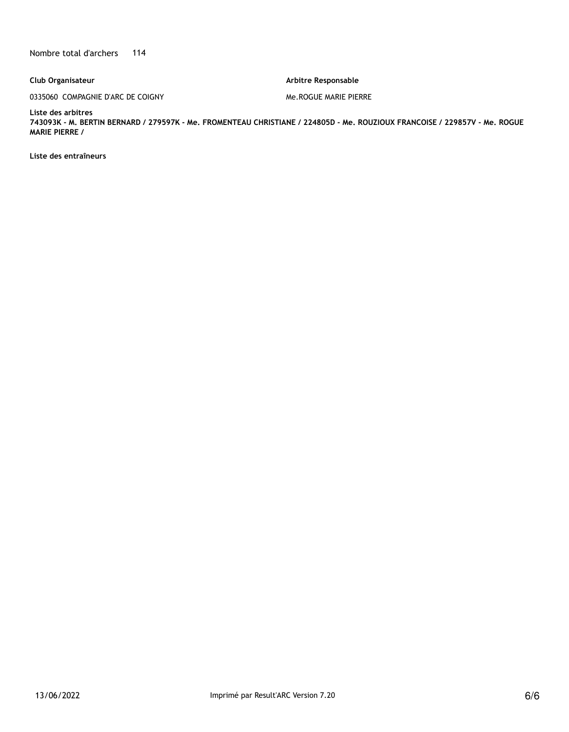Nombre total d'archers 114

**Club Organisateur**

0335060 COMPAGNIE D'ARC DE COIGNY

**Arbitre Responsable**

Me.ROGUE MARIE PIERRE

**Liste des arbitres**

**743093K - M. BERTIN BERNARD / 279597K - Me. FROMENTEAU CHRISTIANE / 224805D - Me. ROUZIOUX FRANCOISE / 229857V - Me. ROGUE MARIE PIERRE /**

**Liste des entraîneurs**

13/06/2022 Imprimé par Result'ARC Version 7.20